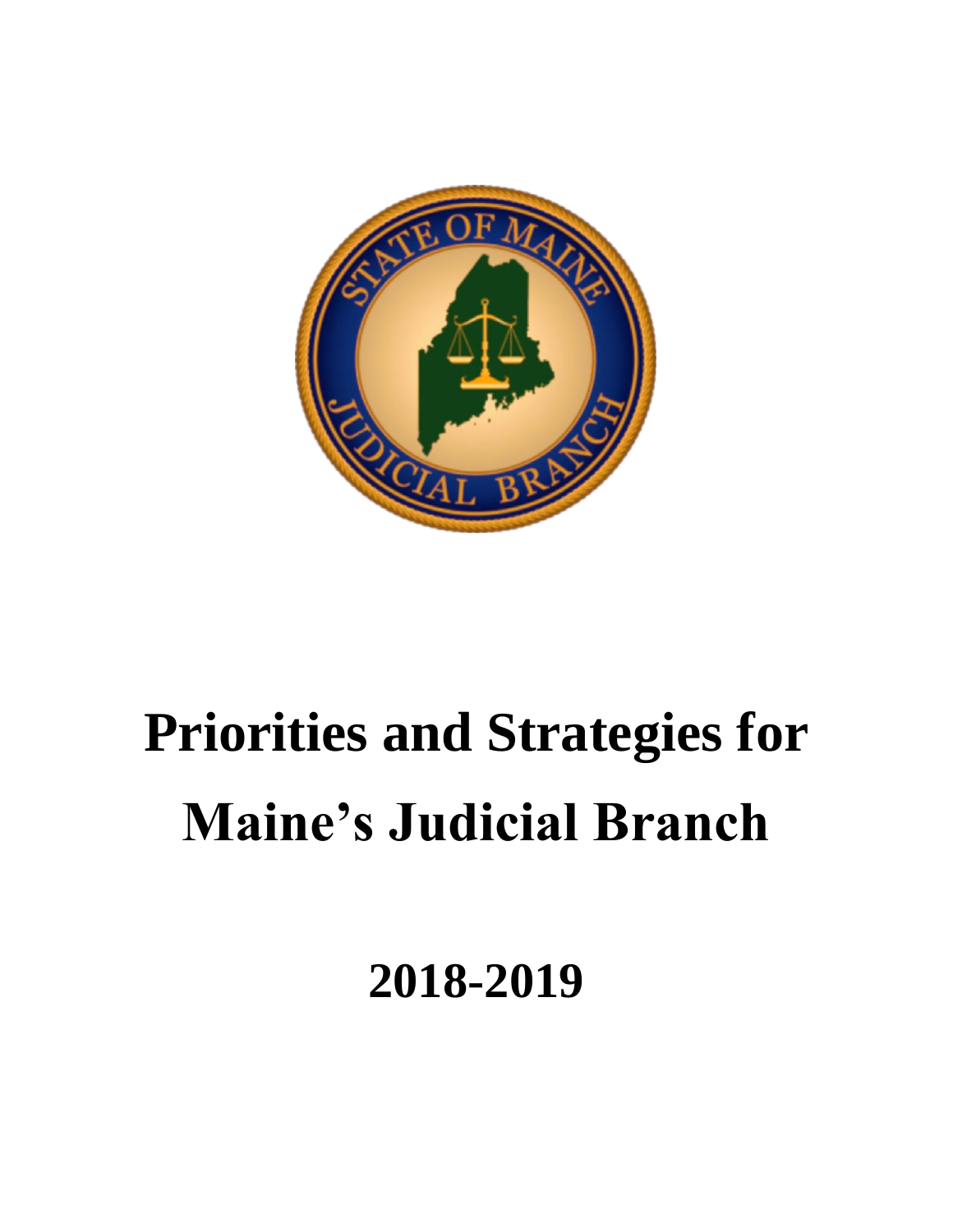# Priorities and Strategies for Maine's Judicial Branch

## 2018-2019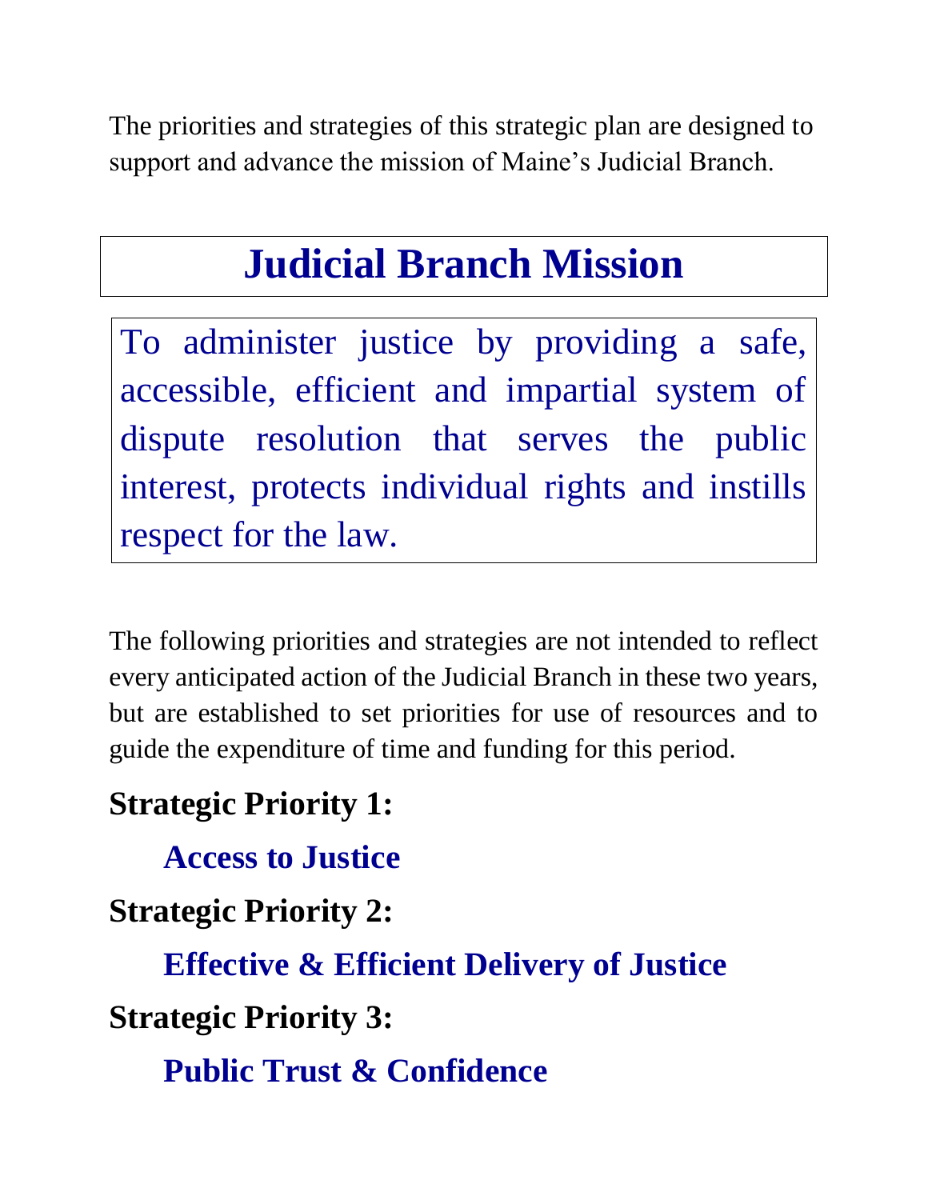The priorities and strategies of this strategic plan are designed to support and advance the mission of Maine's Judicial Branch.

# Judicial Branch Mission

To administer justice by providing a safe, accessible, efficient and impartial system of dispute resolution that serves the public interest, protects individual rights and instills respect for the law.

The following priorities and strategies are not intended to reflect every anticipated action of the Judicial Branch in these two years, but are established to set priorities for use of resources and to guide the expenditure of time and funding for this period.

**Strategic Priority 1:**

**Access to Justice**

**Strategic Priority 2:**

**Effective & Efficient Delivery of Justice**

**Strategic Priority 3:**

**Public Trust & Confidence**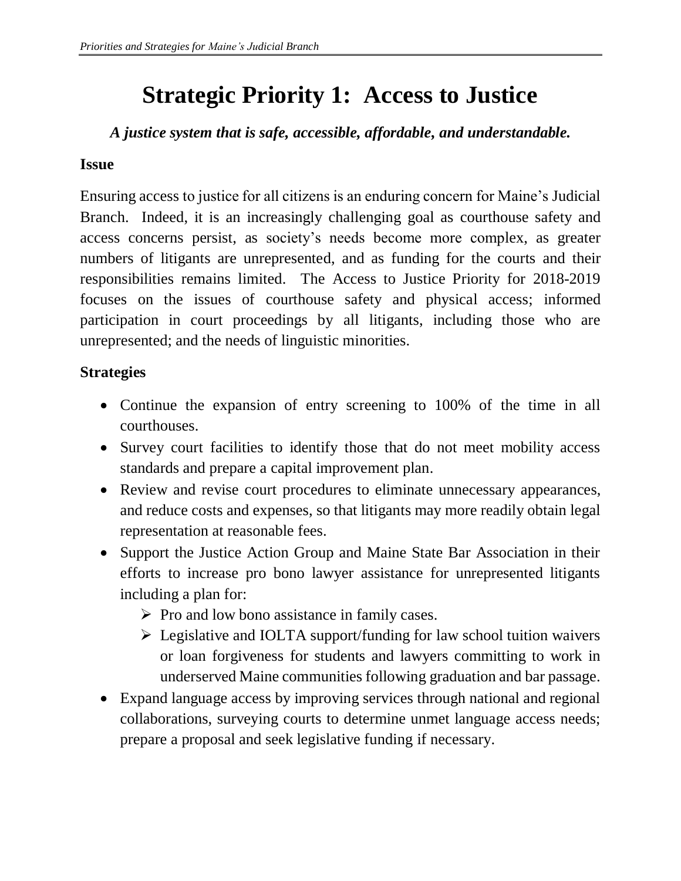# Strategic Priority 1: Access to Justice

***A justice system that is safe, accessible, affordable, and understandable.***

**Issue**

Ensuring access to justice for all citizens is an enduring concern for Maine's Judicial Branch. Indeed, it is an increasingly challenging goal as courthouse safety and access concerns persist, as society's needs become more complex, as greater numbers of litigants are unrepresented, and as funding for the courts and their responsibilities remains limited. The Access to Justice Priority for 2018-2019 focuses on the issues of courthouse safety and physical access; informed participation in court proceedings by all litigants, including those who are unrepresented; and the needs of linguistic minorities.

**Strategies**

- Continue the expansion of entry screening to 100% of the time in all courthouses.
- Survey court facilities to identify those that do not meet mobility access standards and prepare a capital improvement plan.
- Review and revise court procedures to eliminate unnecessary appearances, and reduce costs and expenses, so that litigants may more readily obtain legal representation at reasonable fees.
- Support the Justice Action Group and Maine State Bar Association in their efforts to increase pro bono lawyer assistance for unrepresented litigants including a plan for:
  - Pro and low bono assistance in family cases.
  - Legislative and IOLTA support/funding for law school tuition waivers or loan forgiveness for students and lawyers committing to work in underserved Maine communities following graduation and bar passage.
- Expand language access by improving services through national and regional collaborations, surveying courts to determine unmet language access needs; prepare a proposal and seek legislative funding if necessary.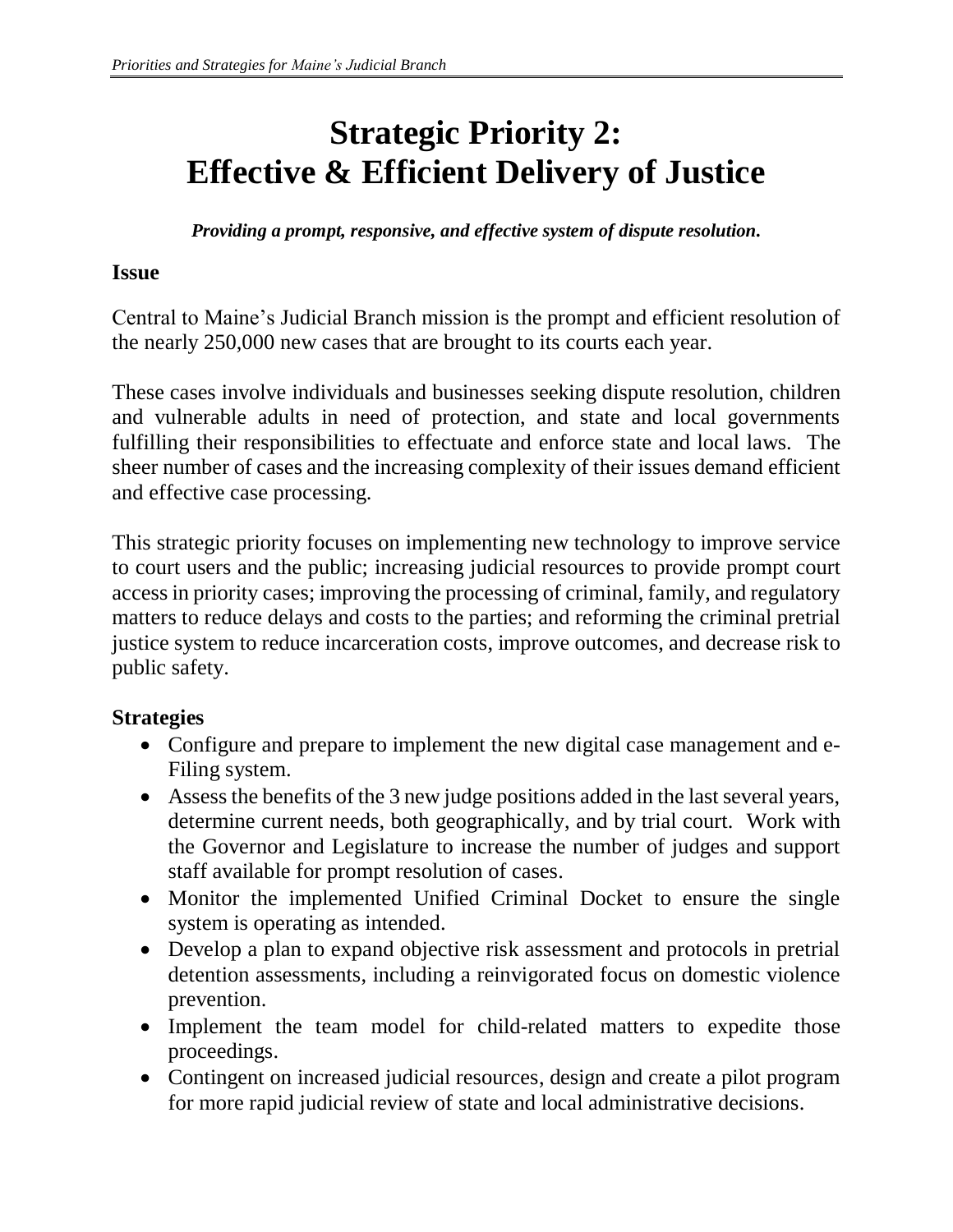# Strategic Priority 2: Effective & Efficient Delivery of Justice

***Providing a prompt, responsive, and effective system of dispute resolution.***

## Issue

Central to Maine's Judicial Branch mission is the prompt and efficient resolution of the nearly 250,000 new cases that are brought to its courts each year.

These cases involve individuals and businesses seeking dispute resolution, children and vulnerable adults in need of protection, and state and local governments fulfilling their responsibilities to effectuate and enforce state and local laws. The sheer number of cases and the increasing complexity of their issues demand efficient and effective case processing.

This strategic priority focuses on implementing new technology to improve service to court users and the public; increasing judicial resources to provide prompt court access in priority cases; improving the processing of criminal, family, and regulatory matters to reduce delays and costs to the parties; and reforming the criminal pretrial justice system to reduce incarceration costs, improve outcomes, and decrease risk to public safety.

## Strategies

- Configure and prepare to implement the new digital case management and e-Filing system.
- Assess the benefits of the 3 new judge positions added in the last several years, determine current needs, both geographically, and by trial court. Work with the Governor and Legislature to increase the number of judges and support staff available for prompt resolution of cases.
- Monitor the implemented Unified Criminal Docket to ensure the single system is operating as intended.
- Develop a plan to expand objective risk assessment and protocols in pretrial detention assessments, including a reinvigorated focus on domestic violence prevention.
- Implement the team model for child-related matters to expedite those proceedings.
- Contingent on increased judicial resources, design and create a pilot program for more rapid judicial review of state and local administrative decisions.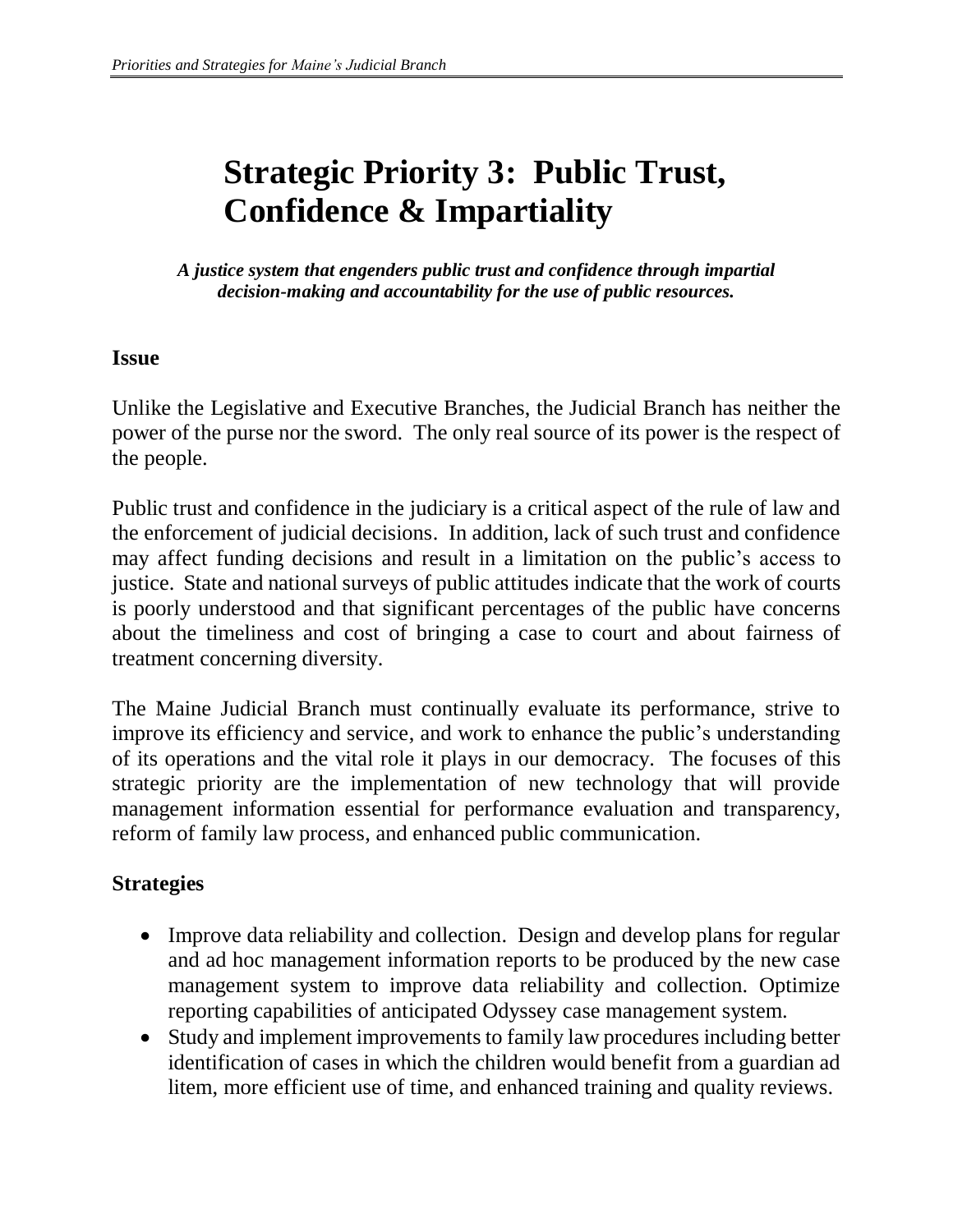# Strategic Priority 3: Public Trust, Confidence & Impartiality

***A justice system that engenders public trust and confidence through impartial decision-making and accountability for the use of public resources.***

## Issue

Unlike the Legislative and Executive Branches, the Judicial Branch has neither the power of the purse nor the sword. The only real source of its power is the respect of the people.

Public trust and confidence in the judiciary is a critical aspect of the rule of law and the enforcement of judicial decisions. In addition, lack of such trust and confidence may affect funding decisions and result in a limitation on the public's access to justice. State and national surveys of public attitudes indicate that the work of courts is poorly understood and that significant percentages of the public have concerns about the timeliness and cost of bringing a case to court and about fairness of treatment concerning diversity.

The Maine Judicial Branch must continually evaluate its performance, strive to improve its efficiency and service, and work to enhance the public's understanding of its operations and the vital role it plays in our democracy. The focuses of this strategic priority are the implementation of new technology that will provide management information essential for performance evaluation and transparency, reform of family law process, and enhanced public communication.

## Strategies

- Improve data reliability and collection. Design and develop plans for regular and ad hoc management information reports to be produced by the new case management system to improve data reliability and collection. Optimize reporting capabilities of anticipated Odyssey case management system.
- Study and implement improvements to family law procedures including better identification of cases in which the children would benefit from a guardian ad litem, more efficient use of time, and enhanced training and quality reviews.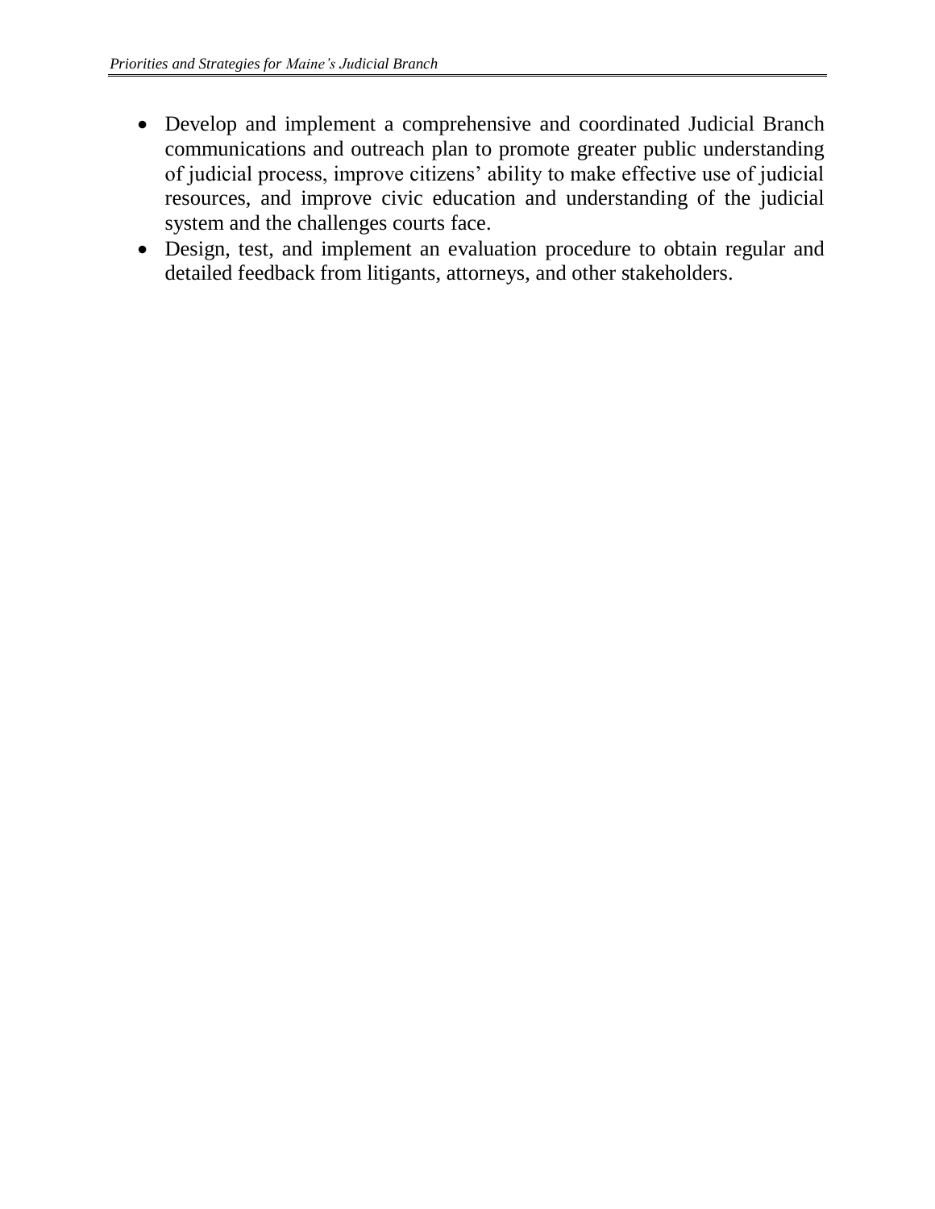- Develop and implement a comprehensive and coordinated Judicial Branch communications and outreach plan to promote greater public understanding of judicial process, improve citizens' ability to make effective use of judicial resources, and improve civic education and understanding of the judicial system and the challenges courts face.
- Design, test, and implement an evaluation procedure to obtain regular and detailed feedback from litigants, attorneys, and other stakeholders.